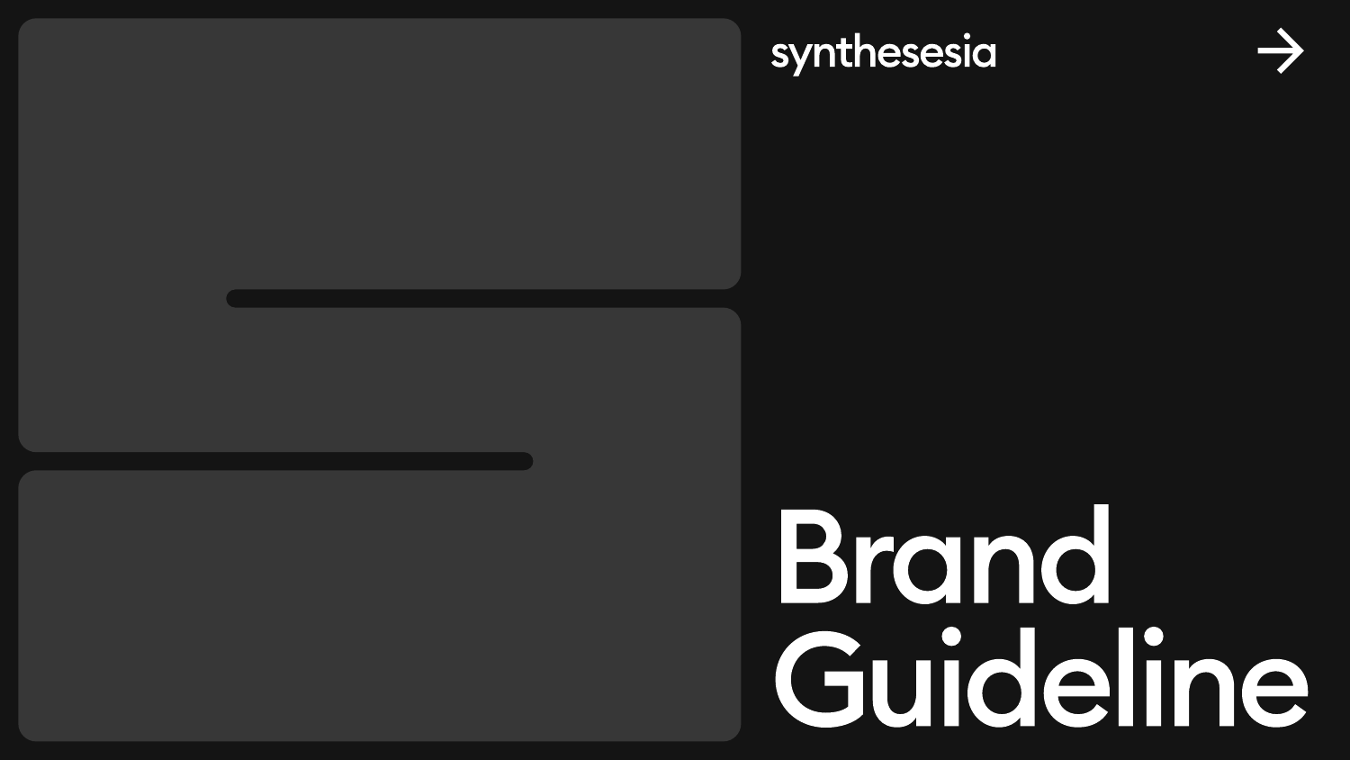synthesesia

# Brand Guideline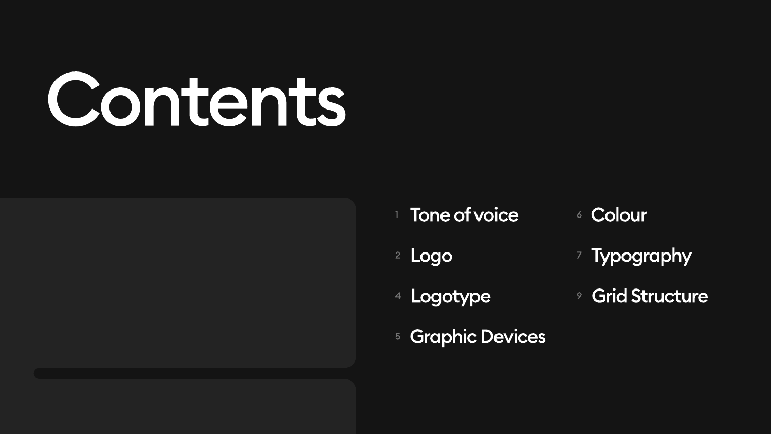# Contents

1. Tone of voice
2. Logo
4. Logogotype
5. Graphic Devices
6. Colour
7. Typography
9. Grid Structure

# Contents

- 1 Tone of voice
- 2 Logo
- 4 Logotype
- 5 Graphic Devices
- 6 Colour
- 7 Typography
- 9 Grid Structure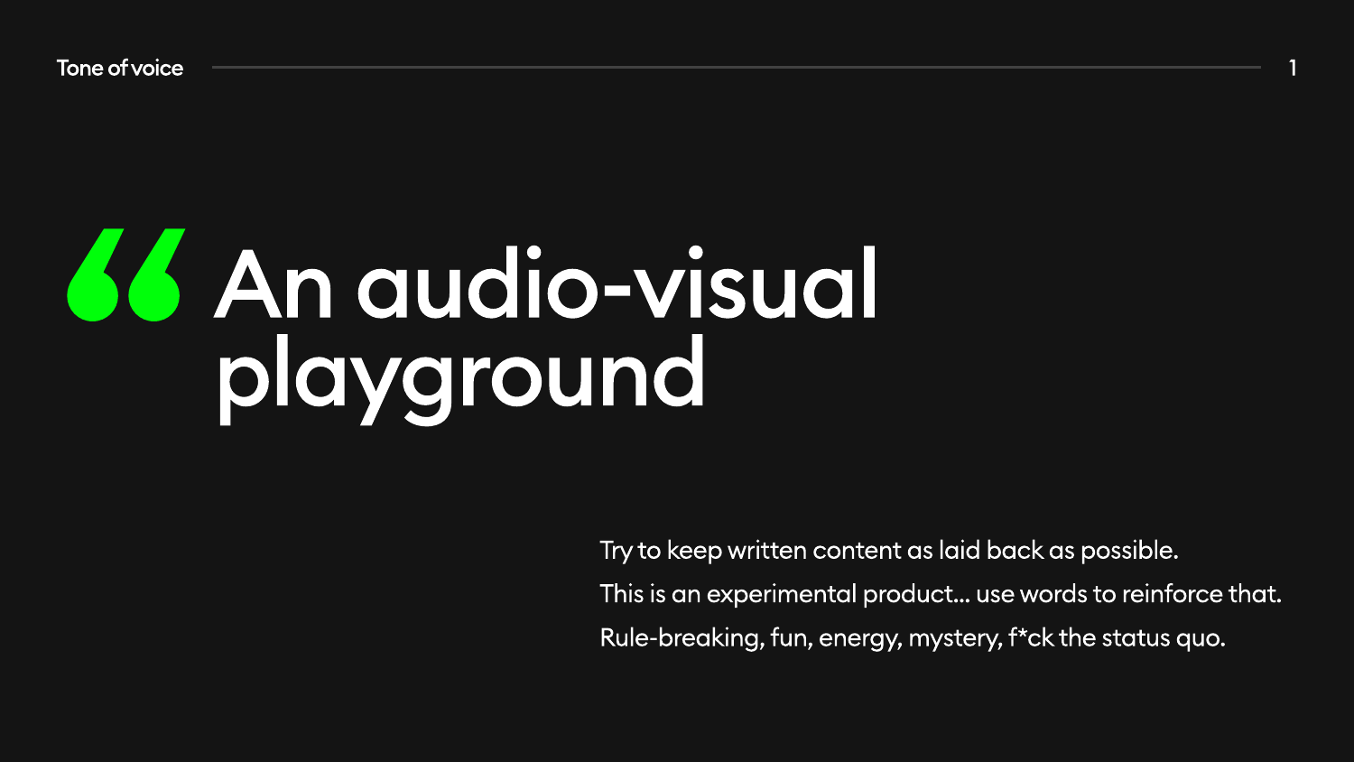# Tone of voice

> “An audio-visual playground

Try to keep written content as laid back as possible.

This is an experimental product... use words to reinforce that.

Rule-breaking, fun, energy, mystery, f*ck the status quo.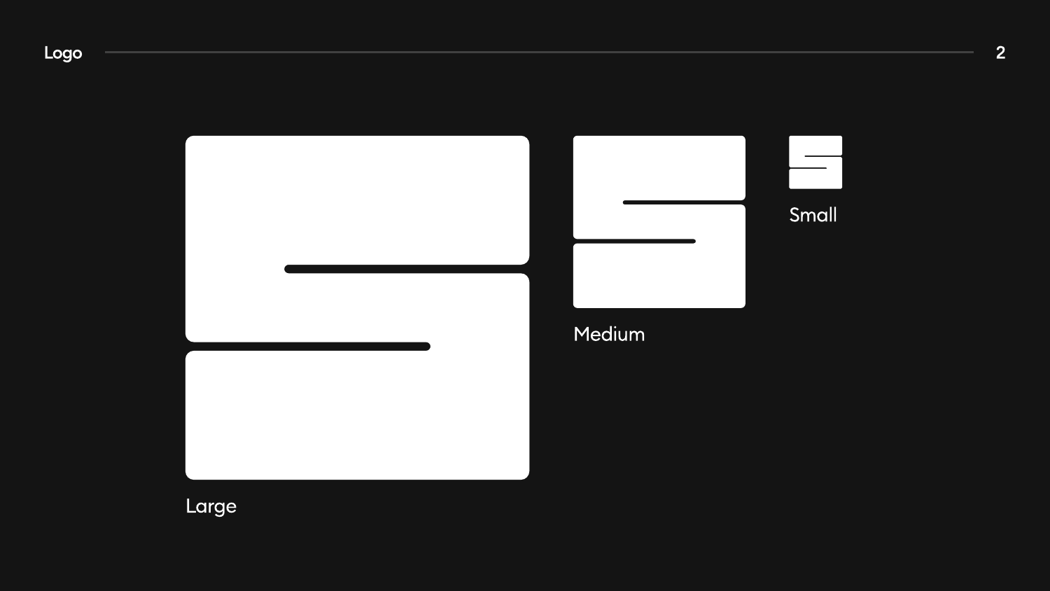# Logo

Large

Medium

Small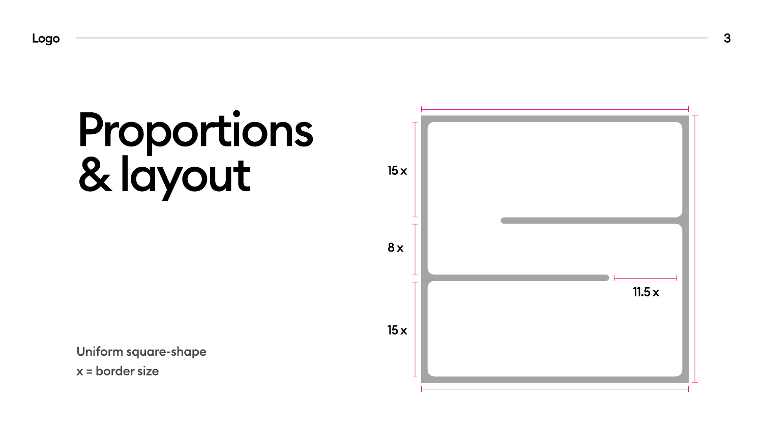# Proportions & layout

15 x

8 x

15 x

11.5 x

Uniform square-shape

x = border size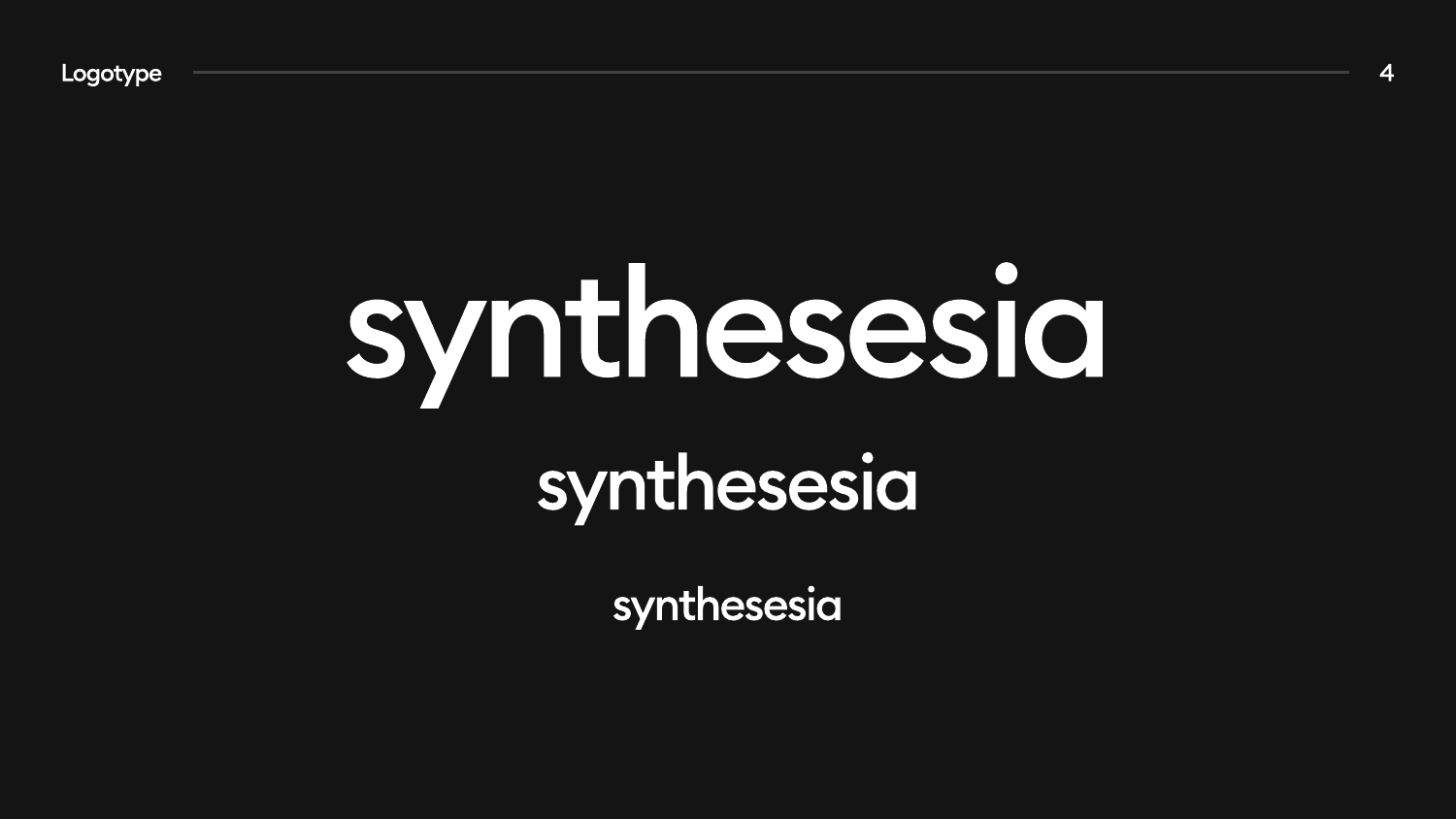## Logotype

# synthesesia

## synthesesia

### synthesesia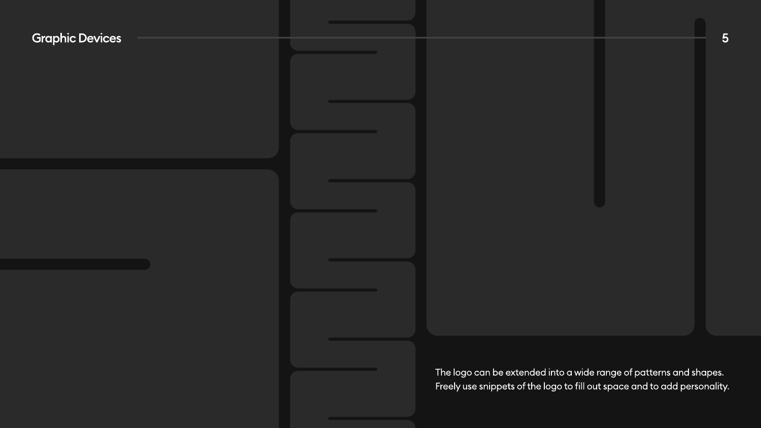# Graphic Devices

The logo can be extended into a wide range of patterns and shapes. Freely use snippets of the logo to fill out space and to add personality.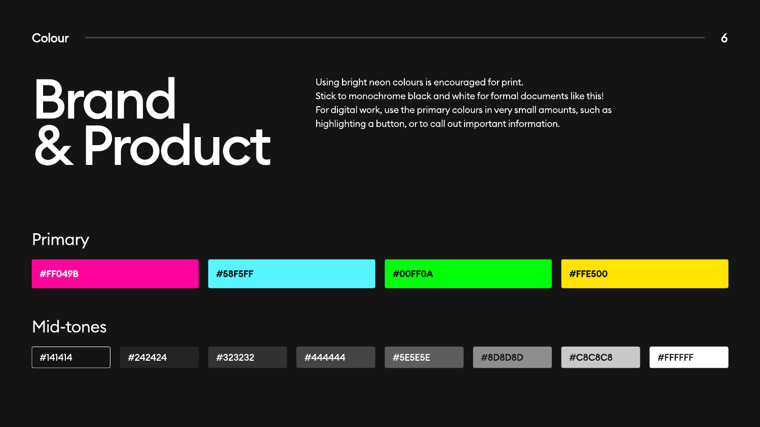# Brand & Product

Using bright neon colours is encouraged for print.
Stick to monochrome black and white for formal documents like this!
For digital work, use the primary colours in very small amounts, such as highlighting a button, or to call out important information.

## Primary

#FF049B

#58F5FF

#00FF0A

#FFE500

## Mid-tones

#141414

#242424

#323232

#444444

#5E5E5E

#8D8D8D

#C8C8C8

#FFFFFF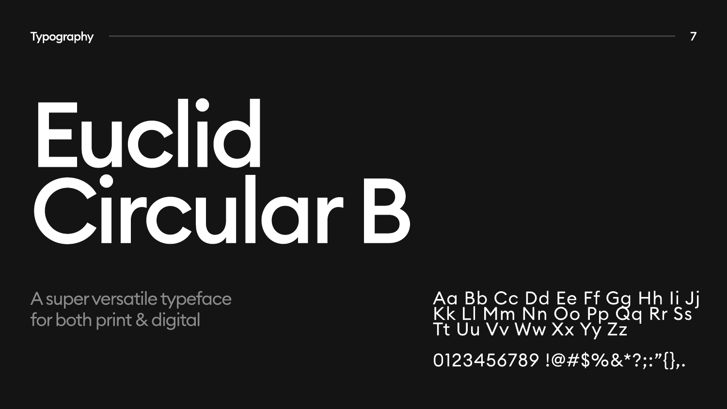# Euclid Circular B

A super versatile typeface for both print & digital

Aa Bb Cc Dd Ee Ff Gg Hh Ii Jj Kk Ll Mm Nn Oo Pp Qq Rr Ss Tt Uu Vv Ww Xx Yy Zz

0123456789 !@#$%&*?;:"{},.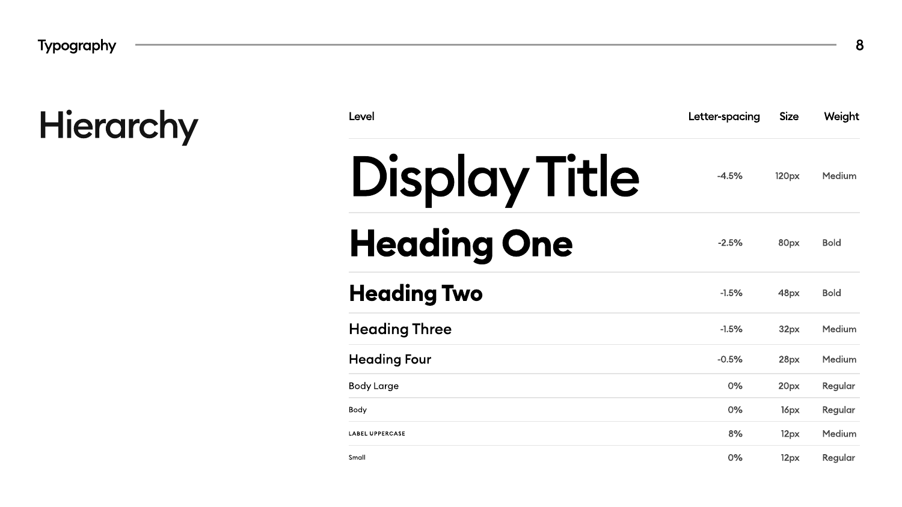# Hierarchy

| Level | Letter-spacing | Size | Weight |
| --- | --- | --- | --- |
| Display Title | -4.5% | 120px | Medium |
| Heading One | -2.5% | 80px | Bold |
| Heading Two | -1.5% | 48px | Bold |
| Heading Three | -1.5% | 32px | Medium |
| Heading Four | -0.5% | 28px | Medium |
| Body Large | 0% | 20px | Regular |
| Body | 0% | 16px | Regular |
| LABEL UPPERCASE | 8% | 12px | Medium |
| Small | 0% | 12px | Regular |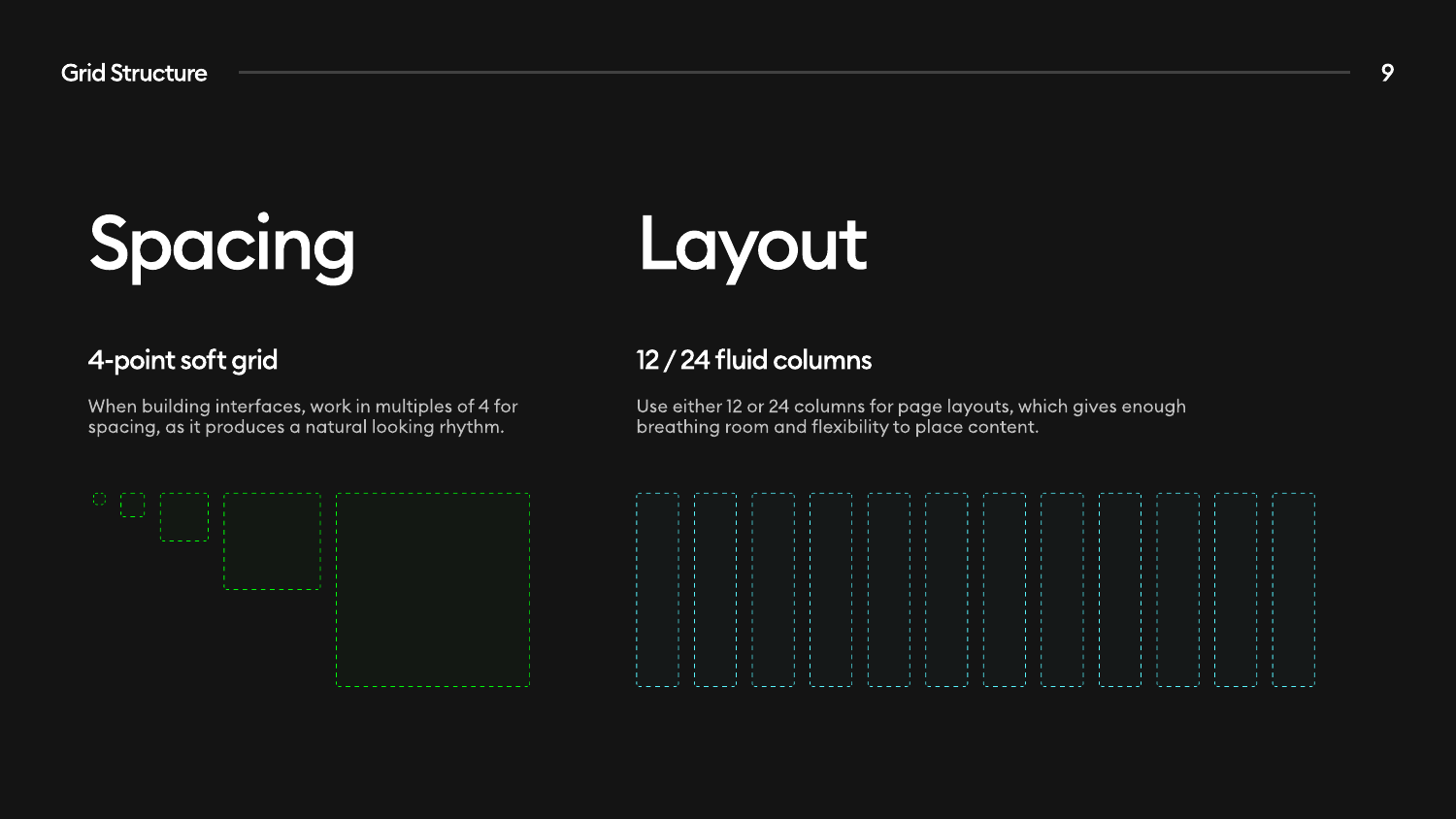# Spacing

## 4-point soft grid

When building interfaces, work in multiples of 4 for spacing, as it produces a natural looking rhythm.

# Layout

## 12 / 24 fluid columns

Use either 12 or 24 columns for page layouts, which gives enough breathing room and flexibility to place content.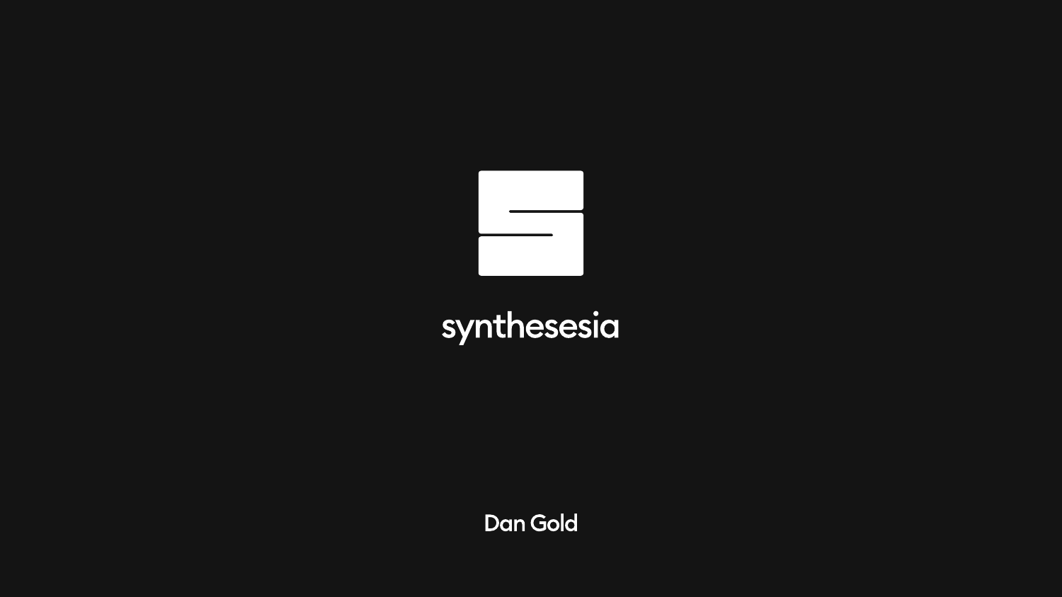synthesesia

Dan Gold